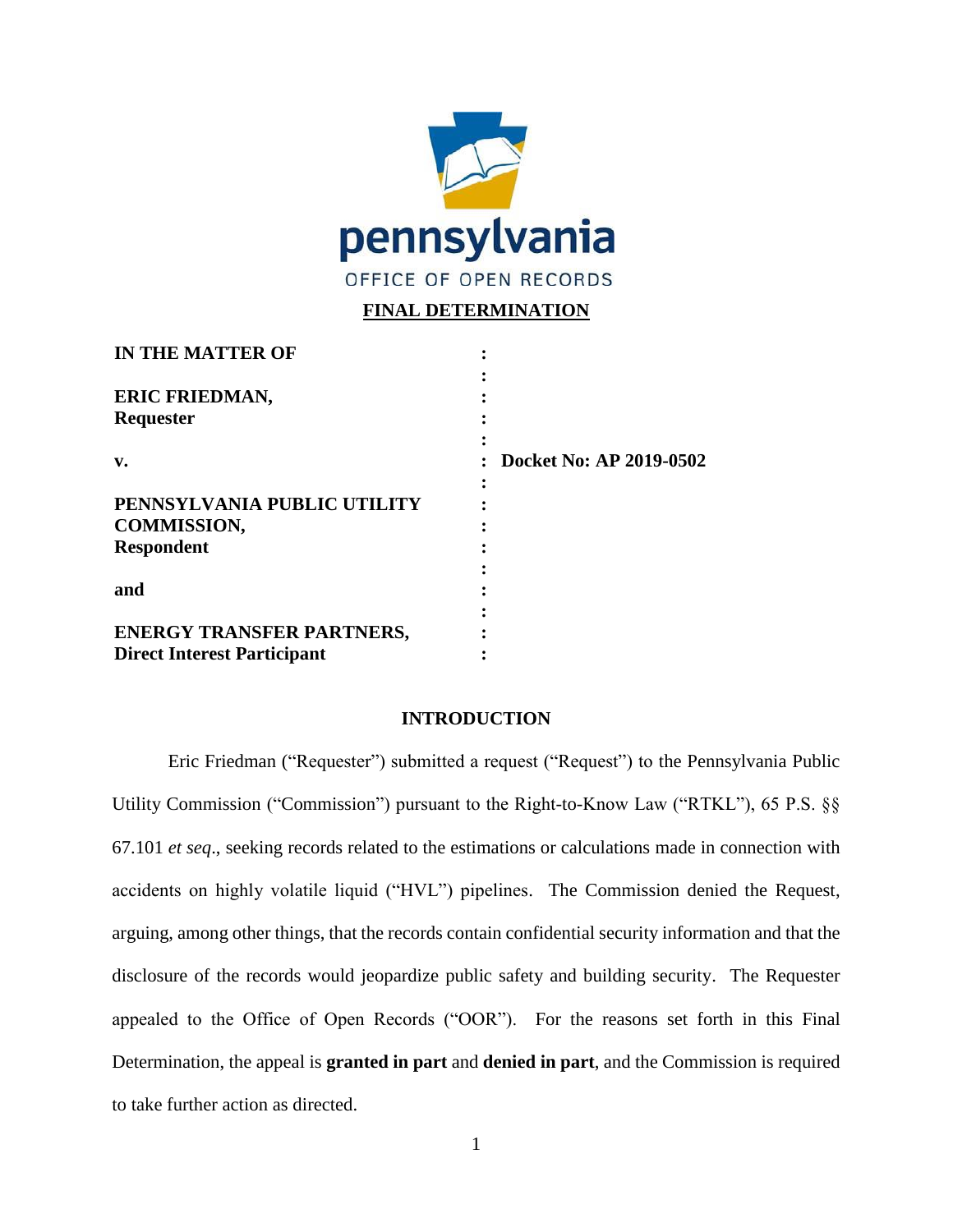pennsylvania

OFFICE OF OPEN RECORDS

**FINAL DETERMINATION**

| | | |
|---|---|---|
| **IN THE MATTER OF** | : | |
| | : | |
| **ERIC FRIEDMAN,** | : | |
| **Requester** | : | |
| | : | |
| **v.** | : | **Docket No: AP 2019-0502** |
| | : | |
| **PENNSYLVANIA PUBLIC UTILITY COMMISSION,** | : | |
| **Respondent** | : | |
| | : | |
| **and** | : | |
| | : | |
| **ENERGY TRANSFER PARTNERS,** | : | |
| **Direct Interest Participant** | : | |

## INTRODUCTION

Eric Friedman ("Requester") submitted a request ("Request") to the Pennsylvania Public Utility Commission ("Commission") pursuant to the Right-to-Know Law ("RTKL"), 65 P.S. §§ 67.101 *et seq*., seeking records related to the estimations or calculations made in connection with accidents on highly volatile liquid ("HVL") pipelines. The Commission denied the Request, arguing, among other things, that the records contain confidential security information and that the disclosure of the records would jeopardize public safety and building security. The Requester appealed to the Office of Open Records ("OOR"). For the reasons set forth in this Final Determination, the appeal is **granted in part** and **denied in part**, and the Commission is required to take further action as directed.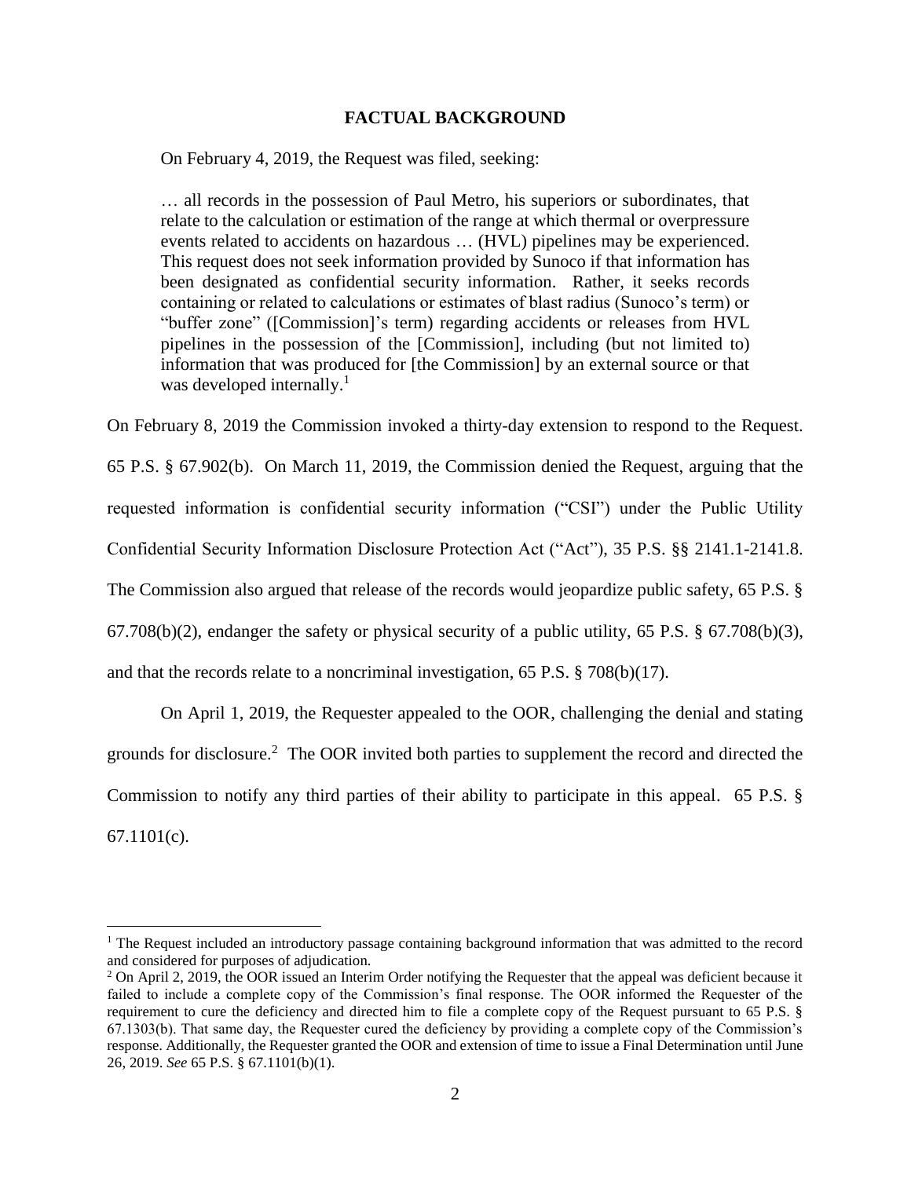## FACTUAL BACKGROUND

On February 4, 2019, the Request was filed, seeking:

> … all records in the possession of Paul Metro, his superiors or subordinates, that relate to the calculation or estimation of the range at which thermal or overpressure events related to accidents on hazardous … (HVL) pipelines may be experienced. This request does not seek information provided by Sunoco if that information has been designated as confidential security information. Rather, it seeks records containing or related to calculations or estimates of blast radius (Sunoco's term) or "buffer zone" ([Commission]'s term) regarding accidents or releases from HVL pipelines in the possession of the [Commission], including (but not limited to) information that was produced for [the Commission] by an external source or that was developed internally.[1]

On February 8, 2019 the Commission invoked a thirty-day extension to respond to the Request. 65 P.S. § 67.902(b). On March 11, 2019, the Commission denied the Request, arguing that the requested information is confidential security information ("CSI") under the Public Utility Confidential Security Information Disclosure Protection Act ("Act"), 35 P.S. §§ 2141.1-2141.8. The Commission also argued that release of the records would jeopardize public safety, 65 P.S. § 67.708(b)(2), endanger the safety or physical security of a public utility, 65 P.S. § 67.708(b)(3), and that the records relate to a noncriminal investigation, 65 P.S. § 708(b)(17).

On April 1, 2019, the Requester appealed to the OOR, challenging the denial and stating grounds for disclosure.[2] The OOR invited both parties to supplement the record and directed the Commission to notify any third parties of their ability to participate in this appeal. 65 P.S. § 67.1101(c).

---

[1] The Request included an introductory passage containing background information that was admitted to the record and considered for purposes of adjudication.

[2] On April 2, 2019, the OOR issued an Interim Order notifying the Requester that the appeal was deficient because it failed to include a complete copy of the Commission's final response. The OOR informed the Requester of the requirement to cure the deficiency and directed him to file a complete copy of the Request pursuant to 65 P.S. § 67.1303(b). That same day, the Requester cured the deficiency by providing a complete copy of the Commission's response. Additionally, the Requester granted the OOR and extension of time to issue a Final Determination until June 26, 2019. *See* 65 P.S. § 67.1101(b)(1).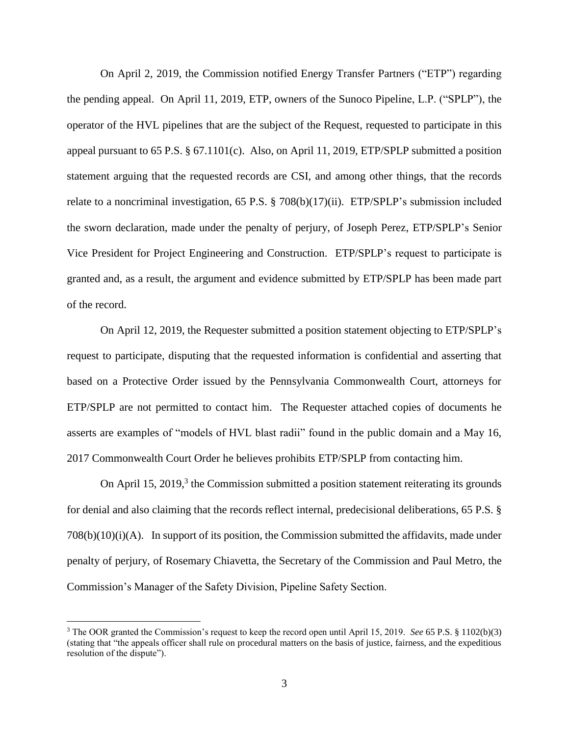On April 2, 2019, the Commission notified Energy Transfer Partners ("ETP") regarding the pending appeal. On April 11, 2019, ETP, owners of the Sunoco Pipeline, L.P. ("SPLP"), the operator of the HVL pipelines that are the subject of the Request, requested to participate in this appeal pursuant to 65 P.S. § 67.1101(c). Also, on April 11, 2019, ETP/SPLP submitted a position statement arguing that the requested records are CSI, and among other things, that the records relate to a noncriminal investigation, 65 P.S. § 708(b)(17)(ii). ETP/SPLP's submission included the sworn declaration, made under the penalty of perjury, of Joseph Perez, ETP/SPLP's Senior Vice President for Project Engineering and Construction. ETP/SPLP's request to participate is granted and, as a result, the argument and evidence submitted by ETP/SPLP has been made part of the record.

On April 12, 2019, the Requester submitted a position statement objecting to ETP/SPLP's request to participate, disputing that the requested information is confidential and asserting that based on a Protective Order issued by the Pennsylvania Commonwealth Court, attorneys for ETP/SPLP are not permitted to contact him. The Requester attached copies of documents he asserts are examples of "models of HVL blast radii" found in the public domain and a May 16, 2017 Commonwealth Court Order he believes prohibits ETP/SPLP from contacting him.

On April 15, 2019,[3] the Commission submitted a position statement reiterating its grounds for denial and also claiming that the records reflect internal, predecisional deliberations, 65 P.S. § 708(b)(10)(i)(A). In support of its position, the Commission submitted the affidavits, made under penalty of perjury, of Rosemary Chiavetta, the Secretary of the Commission and Paul Metro, the Commission's Manager of the Safety Division, Pipeline Safety Section.

[3] The OOR granted the Commission's request to keep the record open until April 15, 2019. *See* 65 P.S. § 1102(b)(3) (stating that "the appeals officer shall rule on procedural matters on the basis of justice, fairness, and the expeditious resolution of the dispute").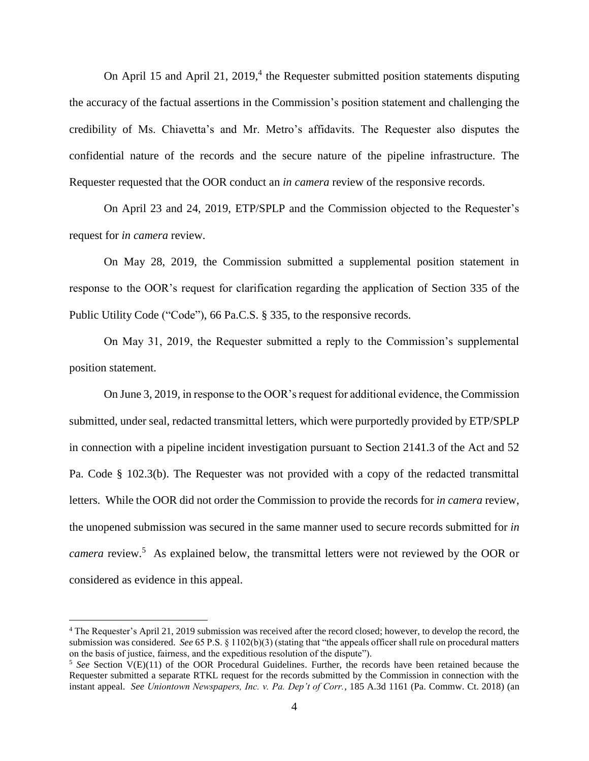On April 15 and April 21, 2019,[4] the Requester submitted position statements disputing the accuracy of the factual assertions in the Commission's position statement and challenging the credibility of Ms. Chiavetta's and Mr. Metro's affidavits. The Requester also disputes the confidential nature of the records and the secure nature of the pipeline infrastructure. The Requester requested that the OOR conduct an *in camera* review of the responsive records.

On April 23 and 24, 2019, ETP/SPLP and the Commission objected to the Requester's request for *in camera* review.

On May 28, 2019, the Commission submitted a supplemental position statement in response to the OOR's request for clarification regarding the application of Section 335 of the Public Utility Code ("Code"), 66 Pa.C.S. § 335, to the responsive records.

On May 31, 2019, the Requester submitted a reply to the Commission's supplemental position statement.

On June 3, 2019, in response to the OOR's request for additional evidence, the Commission submitted, under seal, redacted transmittal letters, which were purportedly provided by ETP/SPLP in connection with a pipeline incident investigation pursuant to Section 2141.3 of the Act and 52 Pa. Code § 102.3(b). The Requester was not provided with a copy of the redacted transmittal letters. While the OOR did not order the Commission to provide the records for *in camera* review, the unopened submission was secured in the same manner used to secure records submitted for *in camera* review.[5] As explained below, the transmittal letters were not reviewed by the OOR or considered as evidence in this appeal.

---

[4] The Requester's April 21, 2019 submission was received after the record closed; however, to develop the record, the submission was considered. *See* 65 P.S. § 1102(b)(3) (stating that "the appeals officer shall rule on procedural matters on the basis of justice, fairness, and the expeditious resolution of the dispute").

[5] *See* Section V(E)(11) of the OOR Procedural Guidelines. Further, the records have been retained because the Requester submitted a separate RTKL request for the records submitted by the Commission in connection with the instant appeal. *See Uniontown Newspapers, Inc. v. Pa. Dep't of Corr.*, 185 A.3d 1161 (Pa. Commw. Ct. 2018) (an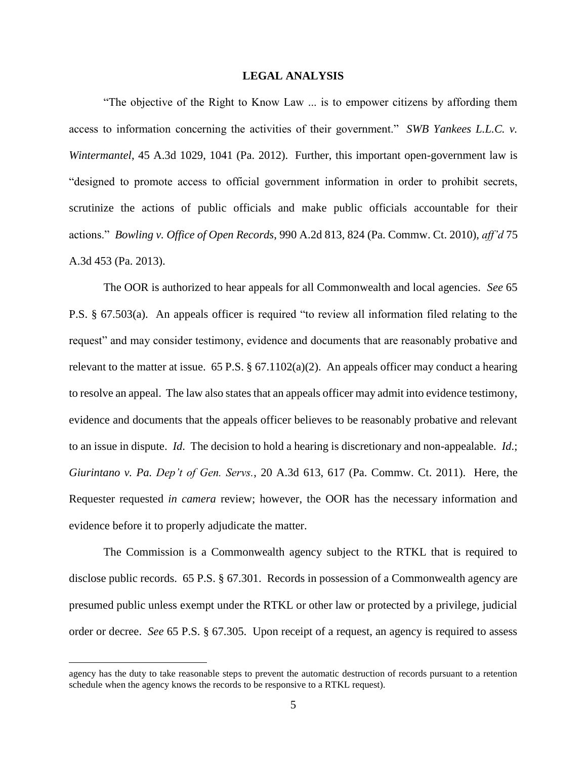## LEGAL ANALYSIS

"The objective of the Right to Know Law ... is to empower citizens by affording them access to information concerning the activities of their government." *SWB Yankees L.L.C. v. Wintermantel*, 45 A.3d 1029, 1041 (Pa. 2012). Further, this important open-government law is "designed to promote access to official government information in order to prohibit secrets, scrutinize the actions of public officials and make public officials accountable for their actions." *Bowling v. Office of Open Records*, 990 A.2d 813, 824 (Pa. Commw. Ct. 2010), *aff'd* 75 A.3d 453 (Pa. 2013).

The OOR is authorized to hear appeals for all Commonwealth and local agencies. *See* 65 P.S. § 67.503(a). An appeals officer is required "to review all information filed relating to the request" and may consider testimony, evidence and documents that are reasonably probative and relevant to the matter at issue. 65 P.S. § 67.1102(a)(2). An appeals officer may conduct a hearing to resolve an appeal. The law also states that an appeals officer may admit into evidence testimony, evidence and documents that the appeals officer believes to be reasonably probative and relevant to an issue in dispute. *Id.* The decision to hold a hearing is discretionary and non-appealable. *Id.*; *Giurintano v. Pa. Dep't of Gen. Servs.*, 20 A.3d 613, 617 (Pa. Commw. Ct. 2011). Here, the Requester requested *in camera* review; however, the OOR has the necessary information and evidence before it to properly adjudicate the matter.

The Commission is a Commonwealth agency subject to the RTKL that is required to disclose public records. 65 P.S. § 67.301. Records in possession of a Commonwealth agency are presumed public unless exempt under the RTKL or other law or protected by a privilege, judicial order or decree. *See* 65 P.S. § 67.305. Upon receipt of a request, an agency is required to assess

---

agency has the duty to take reasonable steps to prevent the automatic destruction of records pursuant to a retention schedule when the agency knows the records to be responsive to a RTKL request).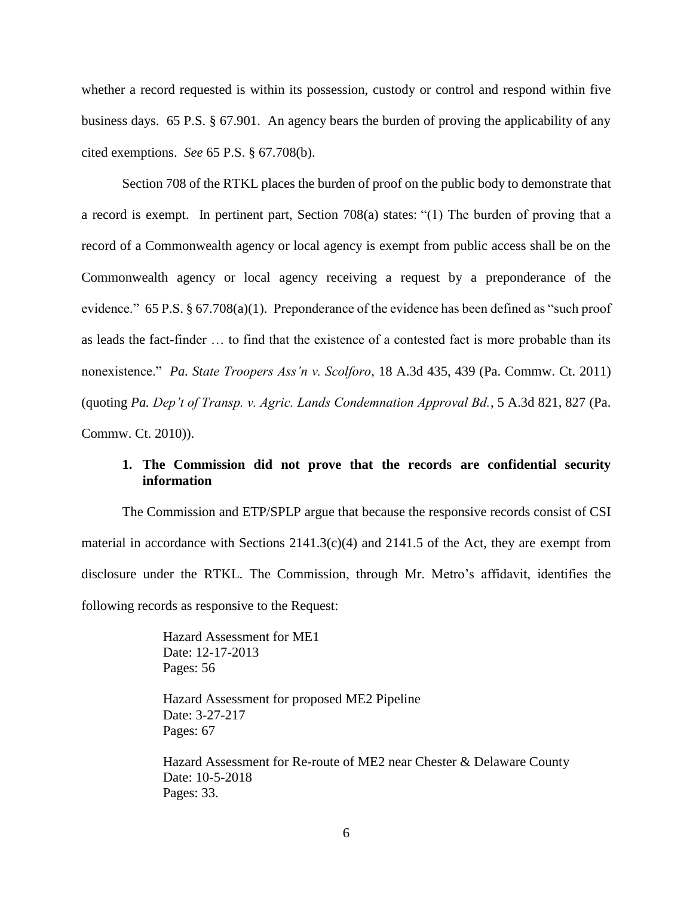whether a record requested is within its possession, custody or control and respond within five business days. 65 P.S. § 67.901. An agency bears the burden of proving the applicability of any cited exemptions. *See* 65 P.S. § 67.708(b).

Section 708 of the RTKL places the burden of proof on the public body to demonstrate that a record is exempt. In pertinent part, Section 708(a) states: "(1) The burden of proving that a record of a Commonwealth agency or local agency is exempt from public access shall be on the Commonwealth agency or local agency receiving a request by a preponderance of the evidence." 65 P.S. § 67.708(a)(1). Preponderance of the evidence has been defined as "such proof as leads the fact-finder … to find that the existence of a contested fact is more probable than its nonexistence." *Pa. State Troopers Ass'n v. Scolforo*, 18 A.3d 435, 439 (Pa. Commw. Ct. 2011) (quoting *Pa. Dep't of Transp. v. Agric. Lands Condemnation Approval Bd.*, 5 A.3d 821, 827 (Pa. Commw. Ct. 2010)).

**1. The Commission did not prove that the records are confidential security information**

The Commission and ETP/SPLP argue that because the responsive records consist of CSI material in accordance with Sections 2141.3(c)(4) and 2141.5 of the Act, they are exempt from disclosure under the RTKL. The Commission, through Mr. Metro's affidavit, identifies the following records as responsive to the Request:

> Hazard Assessment for ME1
> Date: 12-17-2013
> Pages: 56
>
> Hazard Assessment for proposed ME2 Pipeline
> Date: 3-27-217
> Pages: 67
>
> Hazard Assessment for Re-route of ME2 near Chester & Delaware County
> Date: 10-5-2018
> Pages: 33.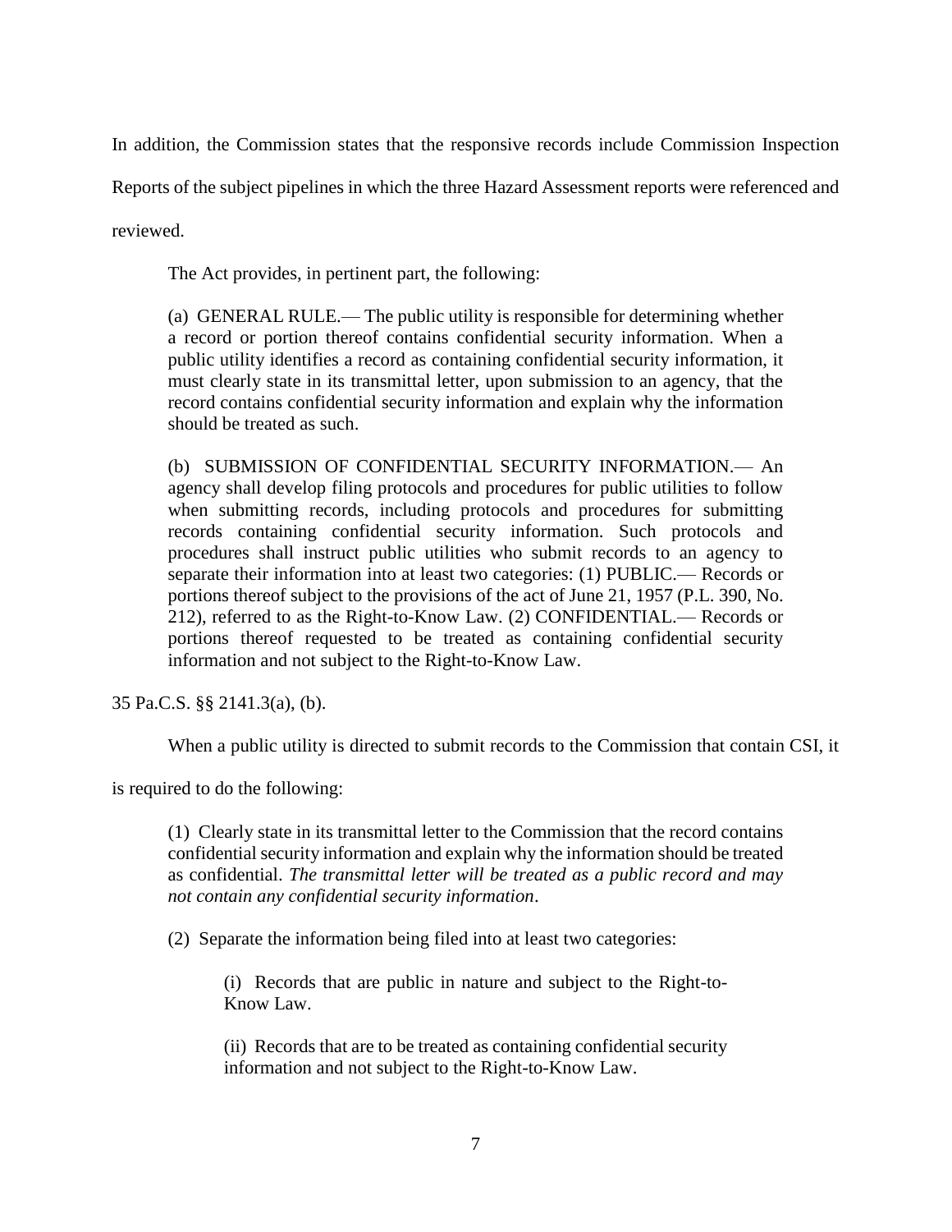In addition, the Commission states that the responsive records include Commission Inspection Reports of the subject pipelines in which the three Hazard Assessment reports were referenced and reviewed.

The Act provides, in pertinent part, the following:

> (a) GENERAL RULE.— The public utility is responsible for determining whether a record or portion thereof contains confidential security information. When a public utility identifies a record as containing confidential security information, it must clearly state in its transmittal letter, upon submission to an agency, that the record contains confidential security information and explain why the information should be treated as such.
>
> (b) SUBMISSION OF CONFIDENTIAL SECURITY INFORMATION.— An agency shall develop filing protocols and procedures for public utilities to follow when submitting records, including protocols and procedures for submitting records containing confidential security information. Such protocols and procedures shall instruct public utilities who submit records to an agency to separate their information into at least two categories: (1) PUBLIC.— Records or portions thereof subject to the provisions of the act of June 21, 1957 (P.L. 390, No. 212), referred to as the Right-to-Know Law. (2) CONFIDENTIAL.— Records or portions thereof requested to be treated as containing confidential security information and not subject to the Right-to-Know Law.

35 Pa.C.S. §§ 2141.3(a), (b).

When a public utility is directed to submit records to the Commission that contain CSI, it is required to do the following:

> (1) Clearly state in its transmittal letter to the Commission that the record contains confidential security information and explain why the information should be treated as confidential. *The transmittal letter will be treated as a public record and may not contain any confidential security information*.
>
> (2) Separate the information being filed into at least two categories:
>
> > (i) Records that are public in nature and subject to the Right-to-Know Law.
> >
> > (ii) Records that are to be treated as containing confidential security information and not subject to the Right-to-Know Law.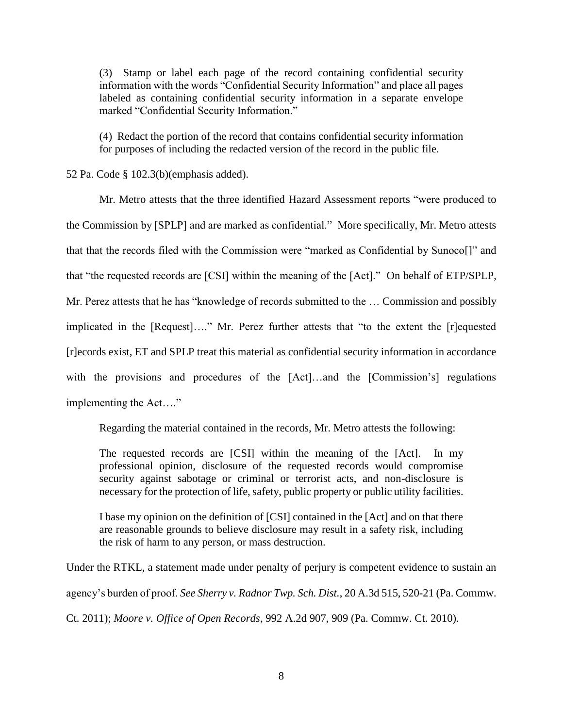> (3) Stamp or label each page of the record containing confidential security information with the words "Confidential Security Information" and place all pages labeled as containing confidential security information in a separate envelope marked "Confidential Security Information."
>
> (4) Redact the portion of the record that contains confidential security information for purposes of including the redacted version of the record in the public file.

52 Pa. Code § 102.3(b)(emphasis added).

Mr. Metro attests that the three identified Hazard Assessment reports "were produced to the Commission by [SPLP] and are marked as confidential." More specifically, Mr. Metro attests that that the records filed with the Commission were "marked as Confidential by Sunoco[]" and that "the requested records are [CSI] within the meaning of the [Act]." On behalf of ETP/SPLP, Mr. Perez attests that he has "knowledge of records submitted to the … Commission and possibly implicated in the [Request]…." Mr. Perez further attests that "to the extent the [r]equested [r]ecords exist, ET and SPLP treat this material as confidential security information in accordance with the provisions and procedures of the [Act]…and the [Commission's] regulations implementing the Act…."

Regarding the material contained in the records, Mr. Metro attests the following:

> The requested records are [CSI] within the meaning of the [Act]. In my professional opinion, disclosure of the requested records would compromise security against sabotage or criminal or terrorist acts, and non-disclosure is necessary for the protection of life, safety, public property or public utility facilities.
>
> I base my opinion on the definition of [CSI] contained in the [Act] and on that there are reasonable grounds to believe disclosure may result in a safety risk, including the risk of harm to any person, or mass destruction.

Under the RTKL, a statement made under penalty of perjury is competent evidence to sustain an agency's burden of proof. *See Sherry v. Radnor Twp. Sch. Dist.*, 20 A.3d 515, 520-21 (Pa. Commw. Ct. 2011); *Moore v. Office of Open Records*, 992 A.2d 907, 909 (Pa. Commw. Ct. 2010).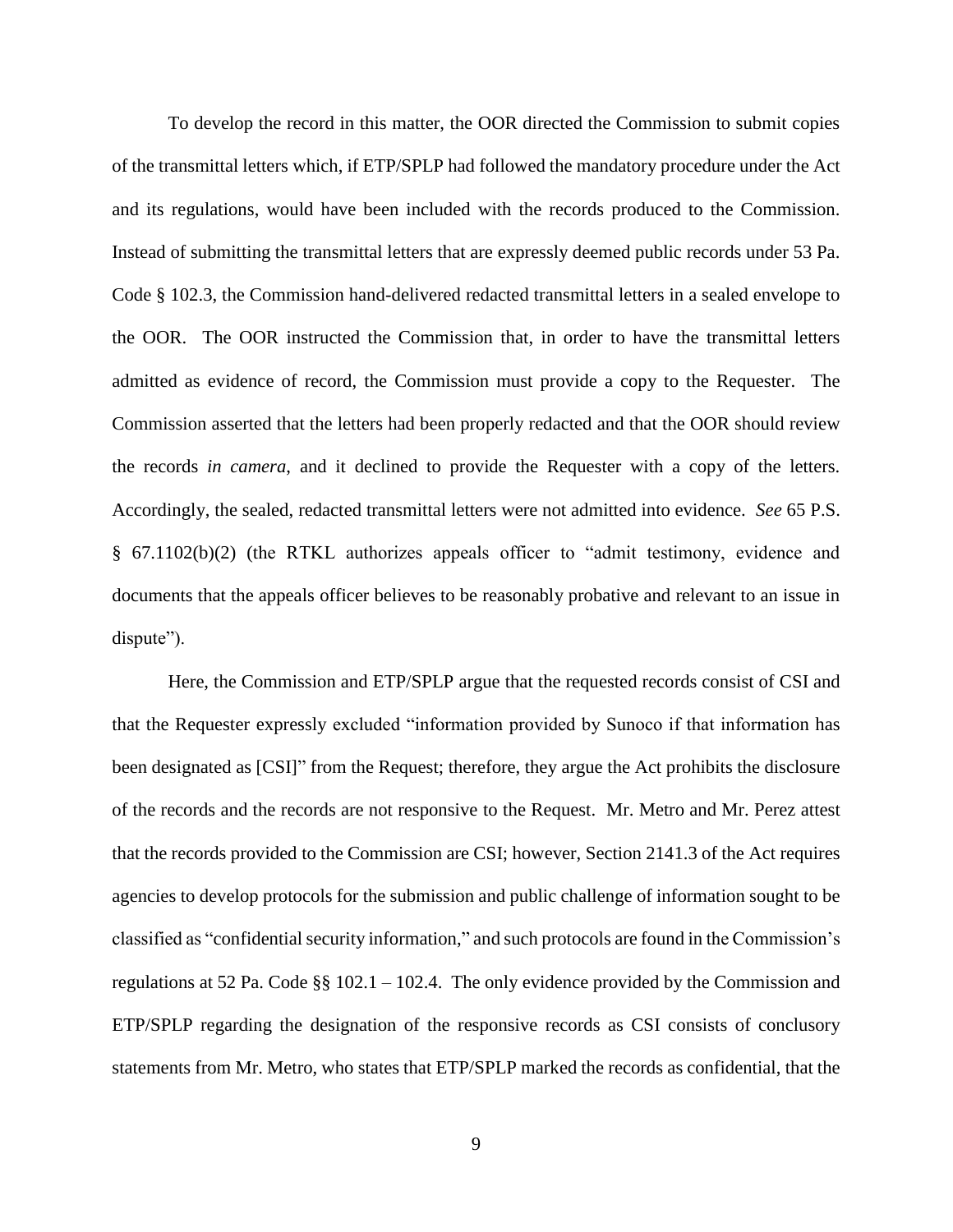To develop the record in this matter, the OOR directed the Commission to submit copies of the transmittal letters which, if ETP/SPLP had followed the mandatory procedure under the Act and its regulations, would have been included with the records produced to the Commission. Instead of submitting the transmittal letters that are expressly deemed public records under 53 Pa. Code § 102.3, the Commission hand-delivered redacted transmittal letters in a sealed envelope to the OOR. The OOR instructed the Commission that, in order to have the transmittal letters admitted as evidence of record, the Commission must provide a copy to the Requester. The Commission asserted that the letters had been properly redacted and that the OOR should review the records *in camera*, and it declined to provide the Requester with a copy of the letters. Accordingly, the sealed, redacted transmittal letters were not admitted into evidence. *See* 65 P.S. § 67.1102(b)(2) (the RTKL authorizes appeals officer to "admit testimony, evidence and documents that the appeals officer believes to be reasonably probative and relevant to an issue in dispute").

Here, the Commission and ETP/SPLP argue that the requested records consist of CSI and that the Requester expressly excluded "information provided by Sunoco if that information has been designated as [CSI]" from the Request; therefore, they argue the Act prohibits the disclosure of the records and the records are not responsive to the Request. Mr. Metro and Mr. Perez attest that the records provided to the Commission are CSI; however, Section 2141.3 of the Act requires agencies to develop protocols for the submission and public challenge of information sought to be classified as "confidential security information," and such protocols are found in the Commission's regulations at 52 Pa. Code §§ 102.1 – 102.4. The only evidence provided by the Commission and ETP/SPLP regarding the designation of the responsive records as CSI consists of conclusory statements from Mr. Metro, who states that ETP/SPLP marked the records as confidential, that the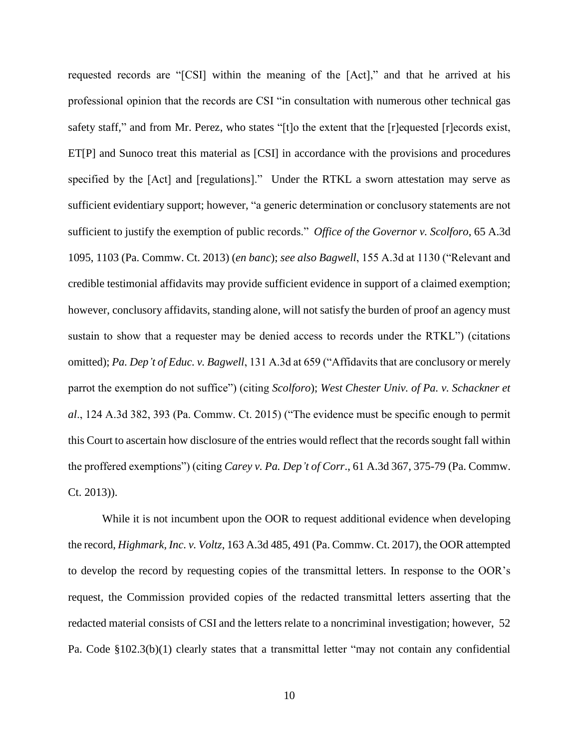requested records are "[CSI] within the meaning of the [Act]," and that he arrived at his professional opinion that the records are CSI "in consultation with numerous other technical gas safety staff," and from Mr. Perez, who states "[t]o the extent that the [r]equested [r]ecords exist, ET[P] and Sunoco treat this material as [CSI] in accordance with the provisions and procedures specified by the [Act] and [regulations]." Under the RTKL a sworn attestation may serve as sufficient evidentiary support; however, "a generic determination or conclusory statements are not sufficient to justify the exemption of public records." *Office of the Governor v. Scolforo*, 65 A.3d 1095, 1103 (Pa. Commw. Ct. 2013) (*en banc*); *see also Bagwell*, 155 A.3d at 1130 ("Relevant and credible testimonial affidavits may provide sufficient evidence in support of a claimed exemption; however, conclusory affidavits, standing alone, will not satisfy the burden of proof an agency must sustain to show that a requester may be denied access to records under the RTKL") (citations omitted); *Pa. Dep't of Educ. v. Bagwell*, 131 A.3d at 659 ("Affidavits that are conclusory or merely parrot the exemption do not suffice") (citing *Scolforo*); *West Chester Univ. of Pa. v. Schackner et al*., 124 A.3d 382, 393 (Pa. Commw. Ct. 2015) ("The evidence must be specific enough to permit this Court to ascertain how disclosure of the entries would reflect that the records sought fall within the proffered exemptions") (citing *Carey v. Pa. Dep't of Corr*., 61 A.3d 367, 375-79 (Pa. Commw. Ct. 2013)).

While it is not incumbent upon the OOR to request additional evidence when developing the record, *Highmark, Inc. v. Voltz*, 163 A.3d 485, 491 (Pa. Commw. Ct. 2017), the OOR attempted to develop the record by requesting copies of the transmittal letters. In response to the OOR's request, the Commission provided copies of the redacted transmittal letters asserting that the redacted material consists of CSI and the letters relate to a noncriminal investigation; however, 52 Pa. Code §102.3(b)(1) clearly states that a transmittal letter "may not contain any confidential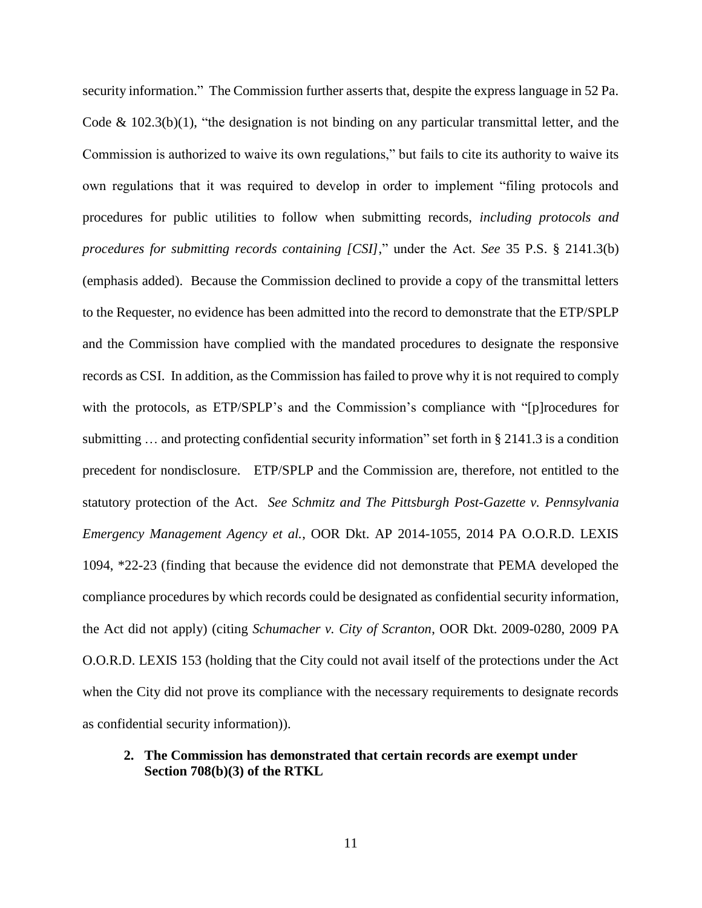security information." The Commission further asserts that, despite the express language in 52 Pa. Code & 102.3(b)(1), "the designation is not binding on any particular transmittal letter, and the Commission is authorized to waive its own regulations," but fails to cite its authority to waive its own regulations that it was required to develop in order to implement "filing protocols and procedures for public utilities to follow when submitting records, *including protocols and procedures for submitting records containing [CSI]*," under the Act. *See* 35 P.S. § 2141.3(b) (emphasis added). Because the Commission declined to provide a copy of the transmittal letters to the Requester, no evidence has been admitted into the record to demonstrate that the ETP/SPLP and the Commission have complied with the mandated procedures to designate the responsive records as CSI. In addition, as the Commission has failed to prove why it is not required to comply with the protocols, as ETP/SPLP's and the Commission's compliance with "[p]rocedures for submitting … and protecting confidential security information" set forth in § 2141.3 is a condition precedent for nondisclosure. ETP/SPLP and the Commission are, therefore, not entitled to the statutory protection of the Act. *See Schmitz and The Pittsburgh Post-Gazette v. Pennsylvania Emergency Management Agency et al.*, OOR Dkt. AP 2014-1055, 2014 PA O.O.R.D. LEXIS 1094, *22-23 (finding that because the evidence did not demonstrate that PEMA developed the compliance procedures by which records could be designated as confidential security information, the Act did not apply) (citing *Schumacher v. City of Scranton*, OOR Dkt. 2009-0280, 2009 PA O.O.R.D. LEXIS 153 (holding that the City could not avail itself of the protections under the Act when the City did not prove its compliance with the necessary requirements to designate records as confidential security information)).

**2. The Commission has demonstrated that certain records are exempt under Section 708(b)(3) of the RTKL**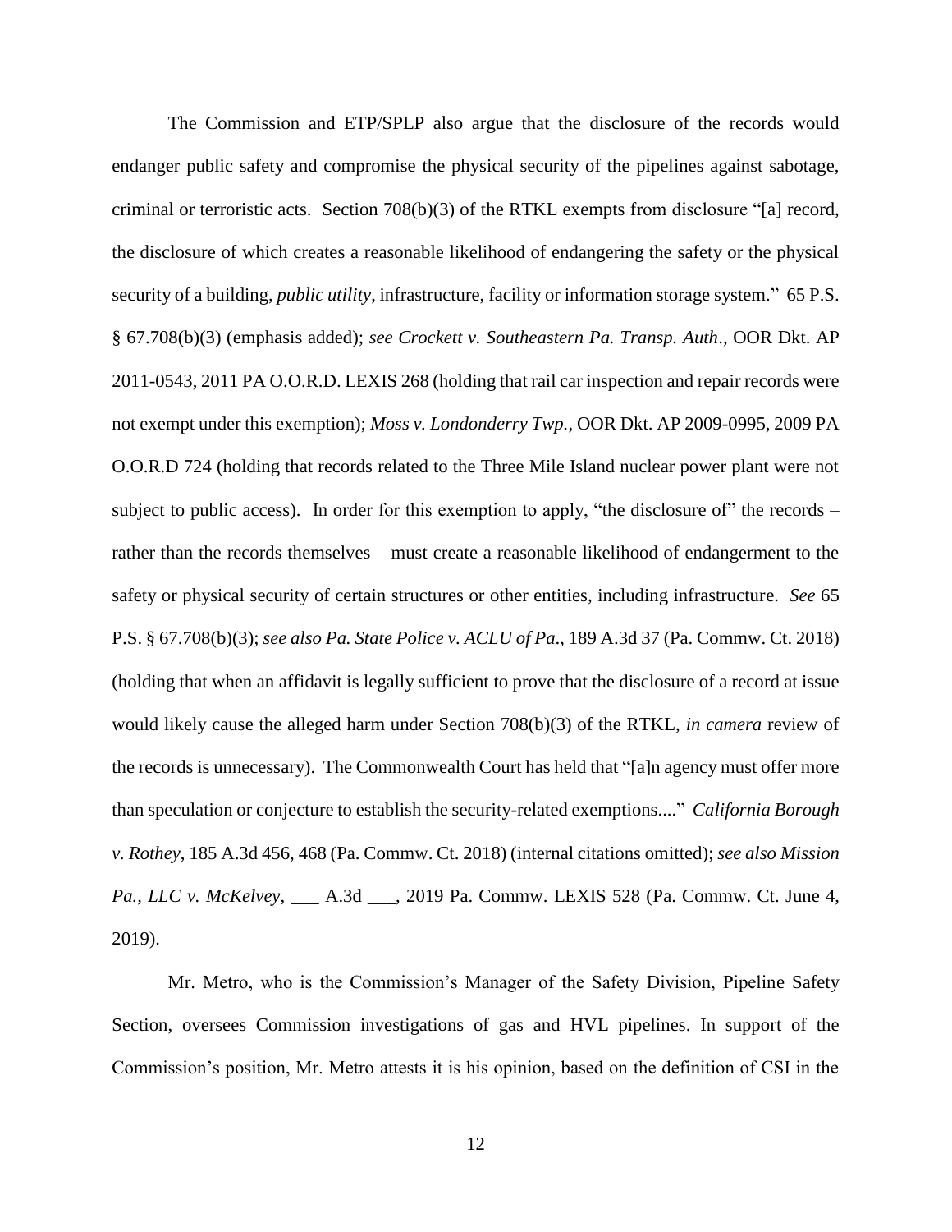The Commission and ETP/SPLP also argue that the disclosure of the records would endanger public safety and compromise the physical security of the pipelines against sabotage, criminal or terroristic acts. Section 708(b)(3) of the RTKL exempts from disclosure "[a] record, the disclosure of which creates a reasonable likelihood of endangering the safety or the physical security of a building, *public utility*, infrastructure, facility or information storage system." 65 P.S. § 67.708(b)(3) (emphasis added); *see Crockett v. Southeastern Pa. Transp. Auth*., OOR Dkt. AP 2011-0543, 2011 PA O.O.R.D. LEXIS 268 (holding that rail car inspection and repair records were not exempt under this exemption); *Moss v. Londonderry Twp.*, OOR Dkt. AP 2009-0995, 2009 PA O.O.R.D 724 (holding that records related to the Three Mile Island nuclear power plant were not subject to public access). In order for this exemption to apply, "the disclosure of" the records – rather than the records themselves – must create a reasonable likelihood of endangerment to the safety or physical security of certain structures or other entities, including infrastructure. *See* 65 P.S. § 67.708(b)(3); *see also Pa. State Police v. ACLU of Pa*., 189 A.3d 37 (Pa. Commw. Ct. 2018) (holding that when an affidavit is legally sufficient to prove that the disclosure of a record at issue would likely cause the alleged harm under Section 708(b)(3) of the RTKL, *in camera* review of the records is unnecessary). The Commonwealth Court has held that "[a]n agency must offer more than speculation or conjecture to establish the security-related exemptions...." *California Borough v. Rothey*, 185 A.3d 456, 468 (Pa. Commw. Ct. 2018) (internal citations omitted); *see also Mission Pa., LLC v. McKelvey*, ___ A.3d ___, 2019 Pa. Commw. LEXIS 528 (Pa. Commw. Ct. June 4, 2019).

Mr. Metro, who is the Commission's Manager of the Safety Division, Pipeline Safety Section, oversees Commission investigations of gas and HVL pipelines. In support of the Commission's position, Mr. Metro attests it is his opinion, based on the definition of CSI in the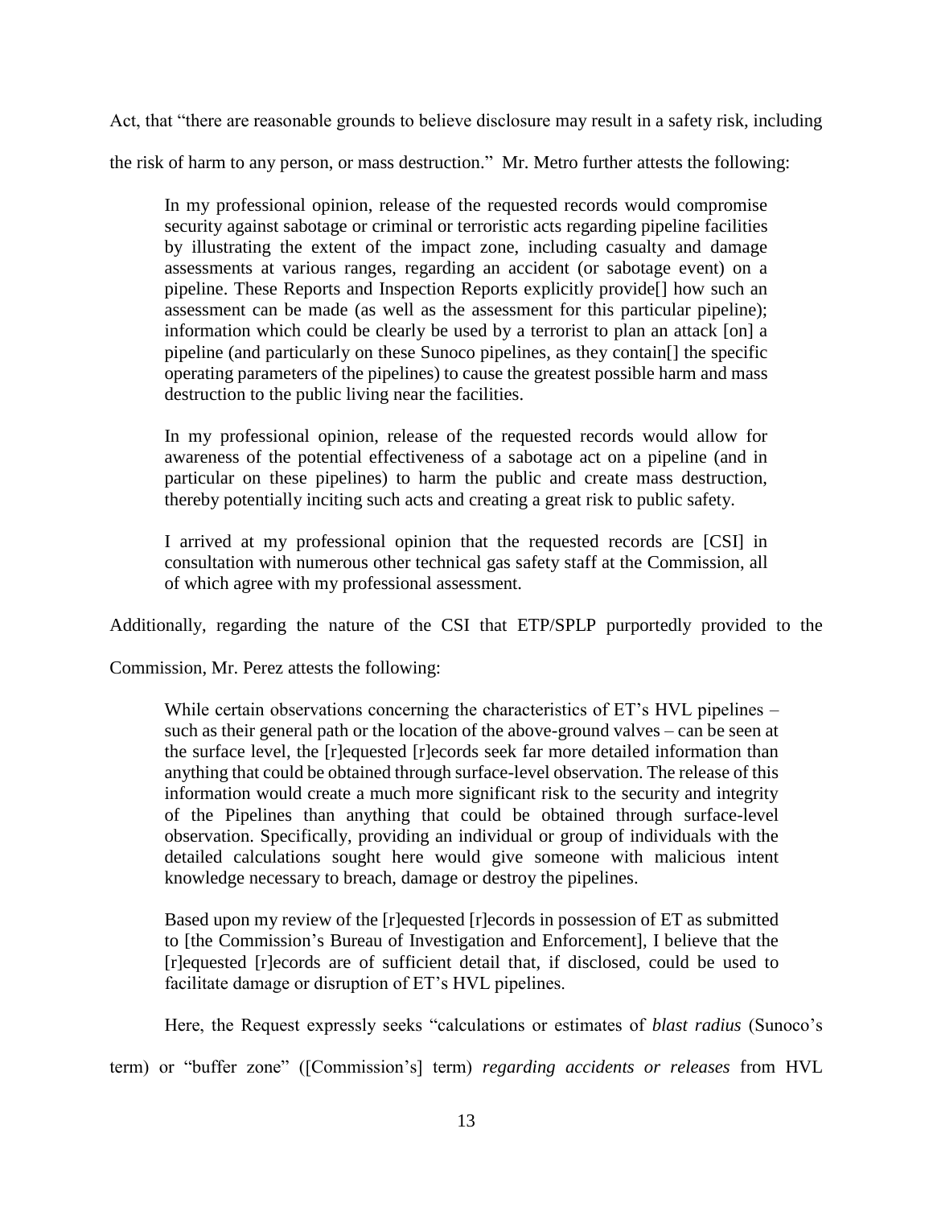Act, that "there are reasonable grounds to believe disclosure may result in a safety risk, including the risk of harm to any person, or mass destruction." Mr. Metro further attests the following:

> In my professional opinion, release of the requested records would compromise security against sabotage or criminal or terroristic acts regarding pipeline facilities by illustrating the extent of the impact zone, including casualty and damage assessments at various ranges, regarding an accident (or sabotage event) on a pipeline. These Reports and Inspection Reports explicitly provide[] how such an assessment can be made (as well as the assessment for this particular pipeline); information which could be clearly be used by a terrorist to plan an attack [on] a pipeline (and particularly on these Sunoco pipelines, as they contain[] the specific operating parameters of the pipelines) to cause the greatest possible harm and mass destruction to the public living near the facilities.
>
> In my professional opinion, release of the requested records would allow for awareness of the potential effectiveness of a sabotage act on a pipeline (and in particular on these pipelines) to harm the public and create mass destruction, thereby potentially inciting such acts and creating a great risk to public safety.
>
> I arrived at my professional opinion that the requested records are [CSI] in consultation with numerous other technical gas safety staff at the Commission, all of which agree with my professional assessment.

Additionally, regarding the nature of the CSI that ETP/SPLP purportedly provided to the Commission, Mr. Perez attests the following:

> While certain observations concerning the characteristics of ET's HVL pipelines – such as their general path or the location of the above-ground valves – can be seen at the surface level, the [r]equested [r]ecords seek far more detailed information than anything that could be obtained through surface-level observation. The release of this information would create a much more significant risk to the security and integrity of the Pipelines than anything that could be obtained through surface-level observation. Specifically, providing an individual or group of individuals with the detailed calculations sought here would give someone with malicious intent knowledge necessary to breach, damage or destroy the pipelines.
>
> Based upon my review of the [r]equested [r]ecords in possession of ET as submitted to [the Commission's Bureau of Investigation and Enforcement], I believe that the [r]equested [r]ecords are of sufficient detail that, if disclosed, could be used to facilitate damage or disruption of ET's HVL pipelines.

Here, the Request expressly seeks "calculations or estimates of *blast radius* (Sunoco's term) or "buffer zone" ([Commission's] term) *regarding accidents or releases* from HVL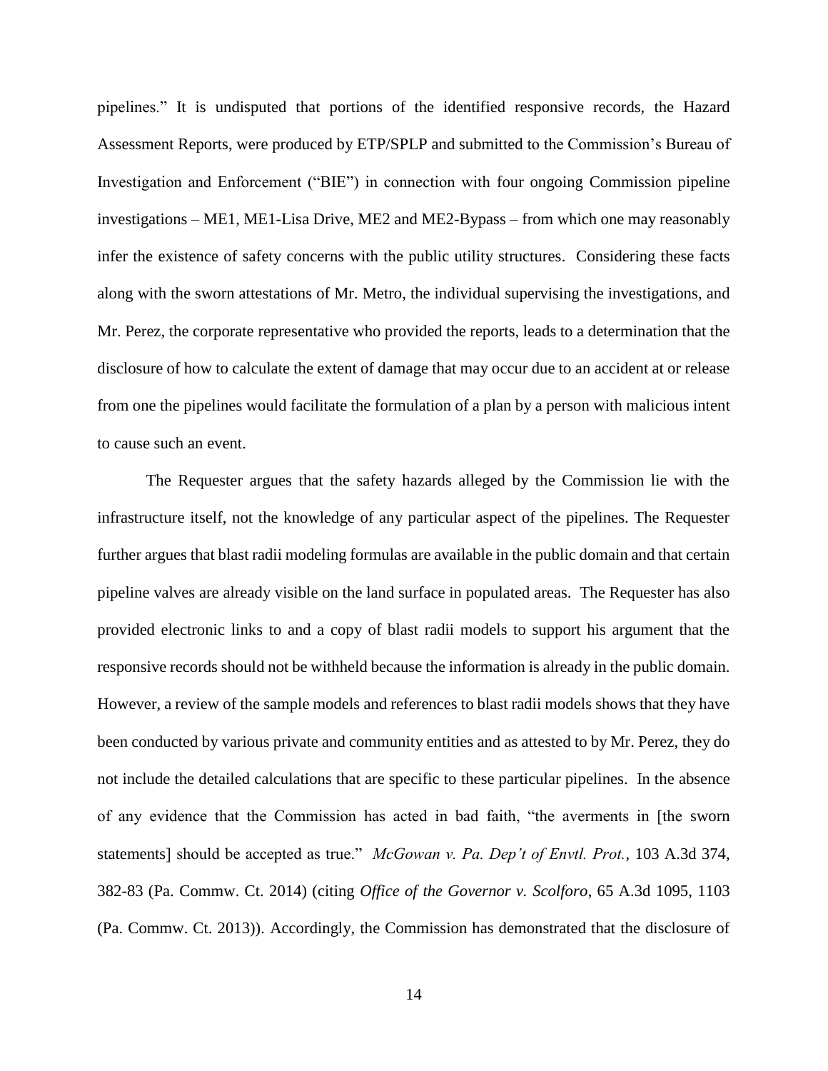pipelines." It is undisputed that portions of the identified responsive records, the Hazard Assessment Reports, were produced by ETP/SPLP and submitted to the Commission's Bureau of Investigation and Enforcement ("BIE") in connection with four ongoing Commission pipeline investigations – ME1, ME1-Lisa Drive, ME2 and ME2-Bypass – from which one may reasonably infer the existence of safety concerns with the public utility structures. Considering these facts along with the sworn attestations of Mr. Metro, the individual supervising the investigations, and Mr. Perez, the corporate representative who provided the reports, leads to a determination that the disclosure of how to calculate the extent of damage that may occur due to an accident at or release from one the pipelines would facilitate the formulation of a plan by a person with malicious intent to cause such an event.

The Requester argues that the safety hazards alleged by the Commission lie with the infrastructure itself, not the knowledge of any particular aspect of the pipelines. The Requester further argues that blast radii modeling formulas are available in the public domain and that certain pipeline valves are already visible on the land surface in populated areas. The Requester has also provided electronic links to and a copy of blast radii models to support his argument that the responsive records should not be withheld because the information is already in the public domain. However, a review of the sample models and references to blast radii models shows that they have been conducted by various private and community entities and as attested to by Mr. Perez, they do not include the detailed calculations that are specific to these particular pipelines. In the absence of any evidence that the Commission has acted in bad faith, "the averments in [the sworn statements] should be accepted as true." *McGowan v. Pa. Dep't of Envtl. Prot.*, 103 A.3d 374, 382-83 (Pa. Commw. Ct. 2014) (citing *Office of the Governor v. Scolforo*, 65 A.3d 1095, 1103 (Pa. Commw. Ct. 2013)). Accordingly, the Commission has demonstrated that the disclosure of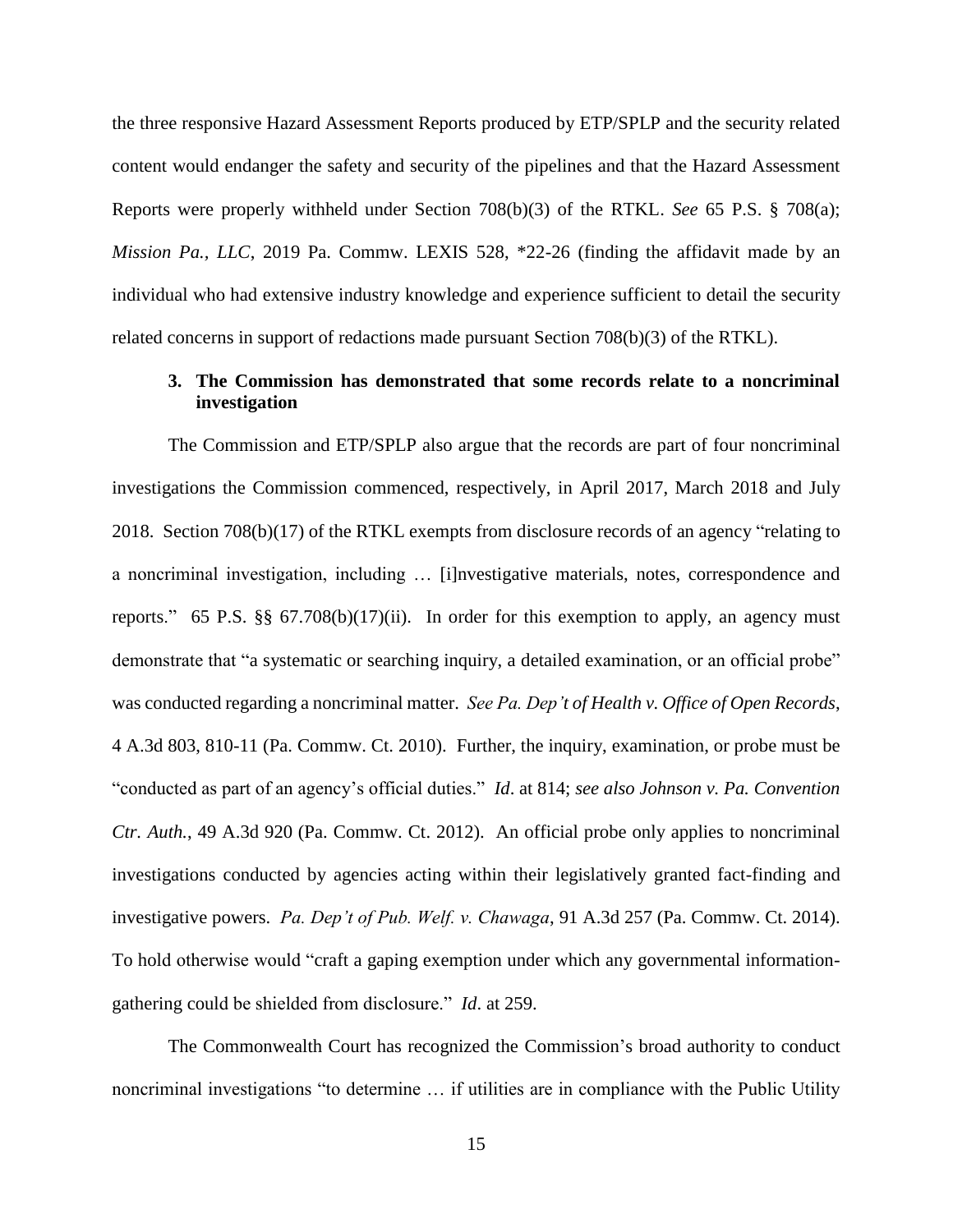the three responsive Hazard Assessment Reports produced by ETP/SPLP and the security related content would endanger the safety and security of the pipelines and that the Hazard Assessment Reports were properly withheld under Section 708(b)(3) of the RTKL. *See* 65 P.S. § 708(a); *Mission Pa., LLC*, 2019 Pa. Commw. LEXIS 528, *22-26 (finding the affidavit made by an individual who had extensive industry knowledge and experience sufficient to detail the security related concerns in support of redactions made pursuant Section 708(b)(3) of the RTKL).

### 3. The Commission has demonstrated that some records relate to a noncriminal investigation

The Commission and ETP/SPLP also argue that the records are part of four noncriminal investigations the Commission commenced, respectively, in April 2017, March 2018 and July 2018. Section 708(b)(17) of the RTKL exempts from disclosure records of an agency "relating to a noncriminal investigation, including … [i]nvestigative materials, notes, correspondence and reports." 65 P.S. §§ 67.708(b)(17)(ii). In order for this exemption to apply, an agency must demonstrate that "a systematic or searching inquiry, a detailed examination, or an official probe" was conducted regarding a noncriminal matter. *See Pa. Dep't of Health v. Office of Open Records*, 4 A.3d 803, 810-11 (Pa. Commw. Ct. 2010). Further, the inquiry, examination, or probe must be "conducted as part of an agency's official duties." *Id*. at 814; *see also Johnson v. Pa. Convention Ctr. Auth.*, 49 A.3d 920 (Pa. Commw. Ct. 2012). An official probe only applies to noncriminal investigations conducted by agencies acting within their legislatively granted fact-finding and investigative powers. *Pa. Dep't of Pub. Welf. v. Chawaga*, 91 A.3d 257 (Pa. Commw. Ct. 2014). To hold otherwise would "craft a gaping exemption under which any governmental information-gathering could be shielded from disclosure." *Id*. at 259.

The Commonwealth Court has recognized the Commission's broad authority to conduct noncriminal investigations "to determine … if utilities are in compliance with the Public Utility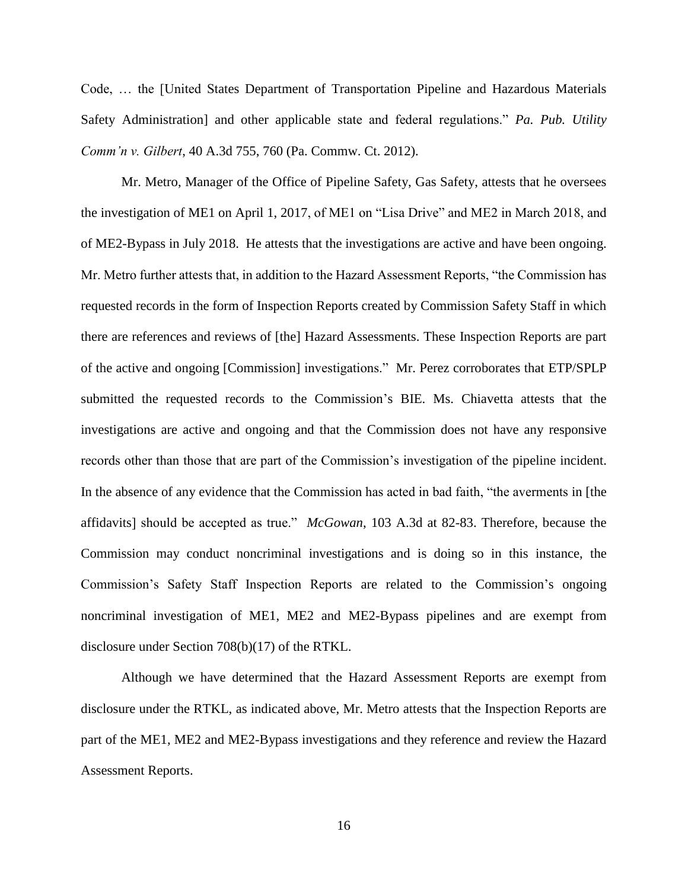Code, … the [United States Department of Transportation Pipeline and Hazardous Materials Safety Administration] and other applicable state and federal regulations." *Pa. Pub. Utility Comm'n v. Gilbert*, 40 A.3d 755, 760 (Pa. Commw. Ct. 2012).

Mr. Metro, Manager of the Office of Pipeline Safety, Gas Safety, attests that he oversees the investigation of ME1 on April 1, 2017, of ME1 on "Lisa Drive" and ME2 in March 2018, and of ME2-Bypass in July 2018. He attests that the investigations are active and have been ongoing. Mr. Metro further attests that, in addition to the Hazard Assessment Reports, "the Commission has requested records in the form of Inspection Reports created by Commission Safety Staff in which there are references and reviews of [the] Hazard Assessments. These Inspection Reports are part of the active and ongoing [Commission] investigations." Mr. Perez corroborates that ETP/SPLP submitted the requested records to the Commission's BIE. Ms. Chiavetta attests that the investigations are active and ongoing and that the Commission does not have any responsive records other than those that are part of the Commission's investigation of the pipeline incident. In the absence of any evidence that the Commission has acted in bad faith, "the averments in [the affidavits] should be accepted as true." *McGowan*, 103 A.3d at 82-83. Therefore, because the Commission may conduct noncriminal investigations and is doing so in this instance, the Commission's Safety Staff Inspection Reports are related to the Commission's ongoing noncriminal investigation of ME1, ME2 and ME2-Bypass pipelines and are exempt from disclosure under Section 708(b)(17) of the RTKL.

Although we have determined that the Hazard Assessment Reports are exempt from disclosure under the RTKL, as indicated above, Mr. Metro attests that the Inspection Reports are part of the ME1, ME2 and ME2-Bypass investigations and they reference and review the Hazard Assessment Reports.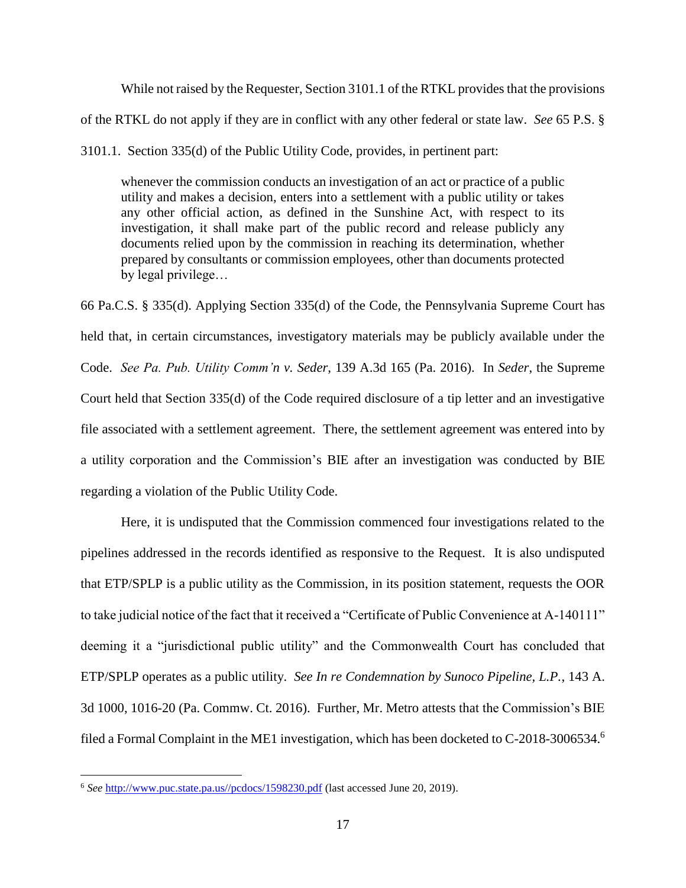While not raised by the Requester, Section 3101.1 of the RTKL provides that the provisions of the RTKL do not apply if they are in conflict with any other federal or state law. *See* 65 P.S. § 3101.1. Section 335(d) of the Public Utility Code, provides, in pertinent part:

> whenever the commission conducts an investigation of an act or practice of a public utility and makes a decision, enters into a settlement with a public utility or takes any other official action, as defined in the Sunshine Act, with respect to its investigation, it shall make part of the public record and release publicly any documents relied upon by the commission in reaching its determination, whether prepared by consultants or commission employees, other than documents protected by legal privilege…

66 Pa.C.S. § 335(d). Applying Section 335(d) of the Code, the Pennsylvania Supreme Court has held that, in certain circumstances, investigatory materials may be publicly available under the Code. *See Pa. Pub. Utility Comm'n v. Seder*, 139 A.3d 165 (Pa. 2016). In *Seder*, the Supreme Court held that Section 335(d) of the Code required disclosure of a tip letter and an investigative file associated with a settlement agreement. There, the settlement agreement was entered into by a utility corporation and the Commission's BIE after an investigation was conducted by BIE regarding a violation of the Public Utility Code.

Here, it is undisputed that the Commission commenced four investigations related to the pipelines addressed in the records identified as responsive to the Request. It is also undisputed that ETP/SPLP is a public utility as the Commission, in its position statement, requests the OOR to take judicial notice of the fact that it received a "Certificate of Public Convenience at A-140111" deeming it a "jurisdictional public utility" and the Commonwealth Court has concluded that ETP/SPLP operates as a public utility. *See In re Condemnation by Sunoco Pipeline, L.P.*, 143 A. 3d 1000, 1016-20 (Pa. Commw. Ct. 2016). Further, Mr. Metro attests that the Commission's BIE filed a Formal Complaint in the ME1 investigation, which has been docketed to C-2018-3006534.[6]

---

[6] *See* http://www.puc.state.pa.us//pcdocs/1598230.pdf (last accessed June 20, 2019).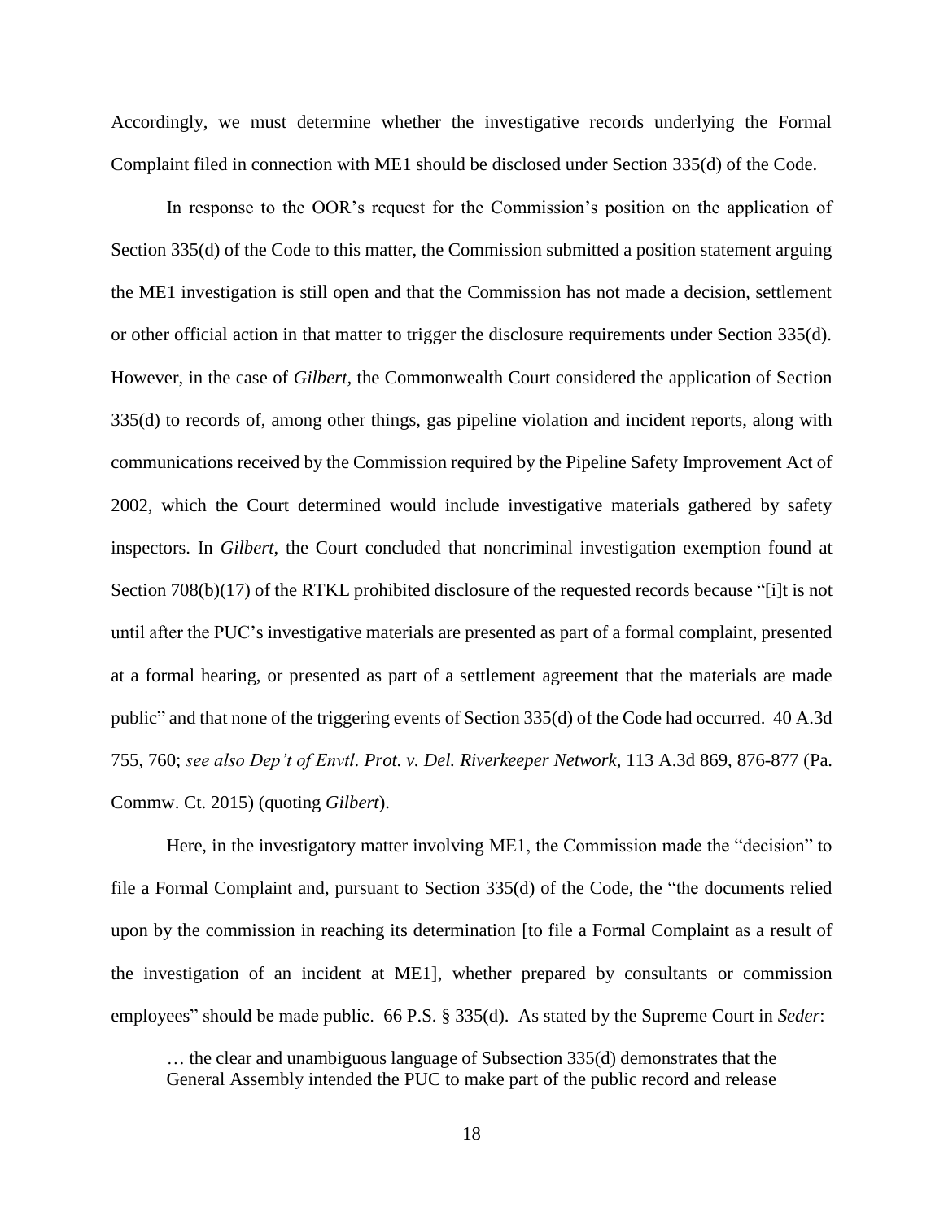Accordingly, we must determine whether the investigative records underlying the Formal Complaint filed in connection with ME1 should be disclosed under Section 335(d) of the Code.

In response to the OOR's request for the Commission's position on the application of Section 335(d) of the Code to this matter, the Commission submitted a position statement arguing the ME1 investigation is still open and that the Commission has not made a decision, settlement or other official action in that matter to trigger the disclosure requirements under Section 335(d). However, in the case of *Gilbert*, the Commonwealth Court considered the application of Section 335(d) to records of, among other things, gas pipeline violation and incident reports, along with communications received by the Commission required by the Pipeline Safety Improvement Act of 2002, which the Court determined would include investigative materials gathered by safety inspectors. In *Gilbert*, the Court concluded that noncriminal investigation exemption found at Section 708(b)(17) of the RTKL prohibited disclosure of the requested records because "[i]t is not until after the PUC's investigative materials are presented as part of a formal complaint, presented at a formal hearing, or presented as part of a settlement agreement that the materials are made public" and that none of the triggering events of Section 335(d) of the Code had occurred. 40 A.3d 755, 760; *see also Dep't of Envtl. Prot. v. Del. Riverkeeper Network*, 113 A.3d 869, 876-877 (Pa. Commw. Ct. 2015) (quoting *Gilbert*).

Here, in the investigatory matter involving ME1, the Commission made the "decision" to file a Formal Complaint and, pursuant to Section 335(d) of the Code, the "the documents relied upon by the commission in reaching its determination [to file a Formal Complaint as a result of the investigation of an incident at ME1], whether prepared by consultants or commission employees" should be made public. 66 P.S. § 335(d). As stated by the Supreme Court in *Seder*:

> … the clear and unambiguous language of Subsection 335(d) demonstrates that the General Assembly intended the PUC to make part of the public record and release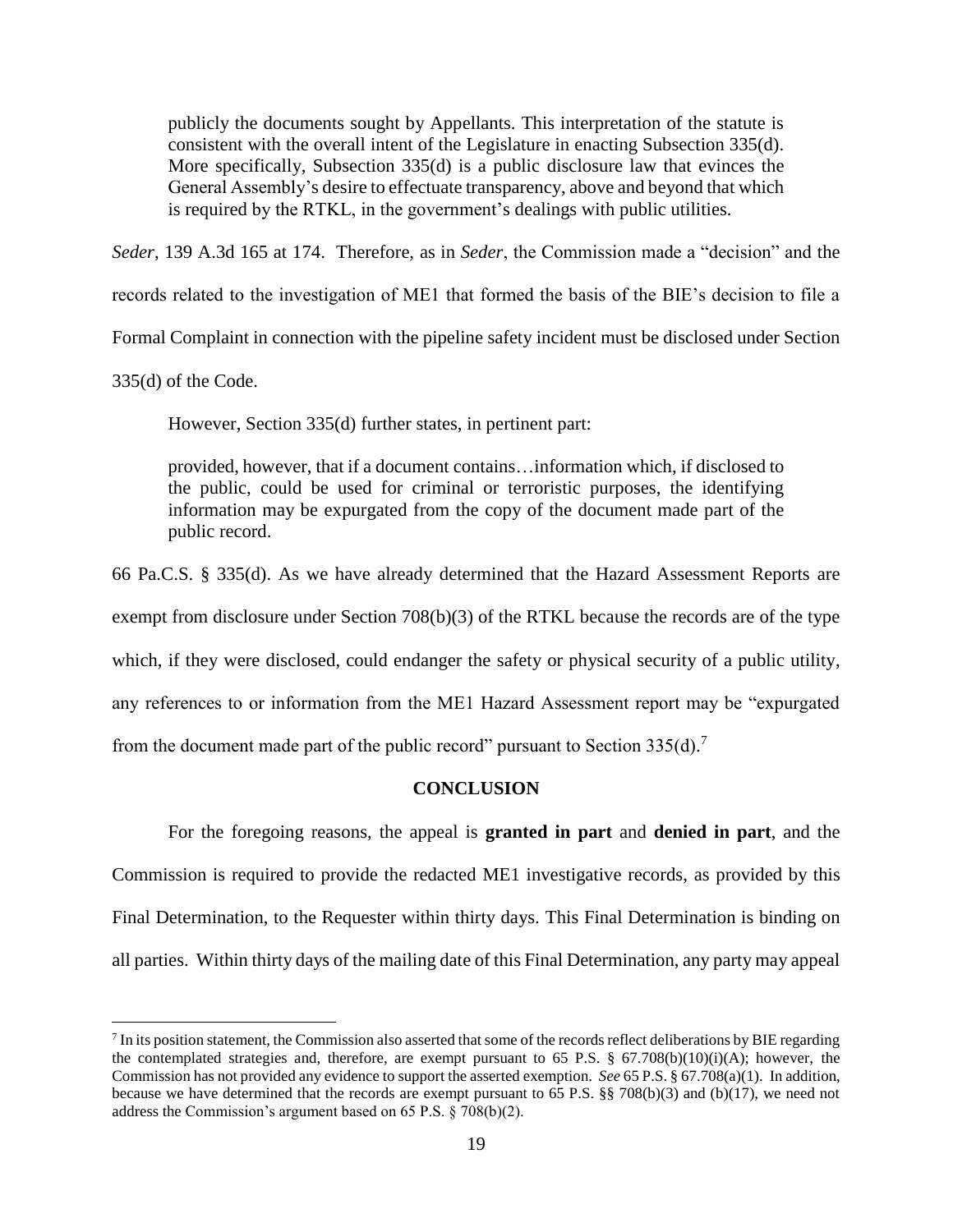> publicly the documents sought by Appellants. This interpretation of the statute is consistent with the overall intent of the Legislature in enacting Subsection 335(d). More specifically, Subsection 335(d) is a public disclosure law that evinces the General Assembly's desire to effectuate transparency, above and beyond that which is required by the RTKL, in the government's dealings with public utilities.

*Seder*, 139 A.3d 165 at 174. Therefore, as in *Seder*, the Commission made a "decision" and the records related to the investigation of ME1 that formed the basis of the BIE's decision to file a Formal Complaint in connection with the pipeline safety incident must be disclosed under Section 335(d) of the Code.

However, Section 335(d) further states, in pertinent part:

> provided, however, that if a document contains…information which, if disclosed to the public, could be used for criminal or terroristic purposes, the identifying information may be expurgated from the copy of the document made part of the public record.

66 Pa.C.S. § 335(d). As we have already determined that the Hazard Assessment Reports are exempt from disclosure under Section 708(b)(3) of the RTKL because the records are of the type which, if they were disclosed, could endanger the safety or physical security of a public utility, any references to or information from the ME1 Hazard Assessment report may be "expurgated from the document made part of the public record" pursuant to Section 335(d).[7]

**CONCLUSION**

For the foregoing reasons, the appeal is **granted in part** and **denied in part**, and the Commission is required to provide the redacted ME1 investigative records, as provided by this Final Determination, to the Requester within thirty days. This Final Determination is binding on all parties. Within thirty days of the mailing date of this Final Determination, any party may appeal

[7] In its position statement, the Commission also asserted that some of the records reflect deliberations by BIE regarding the contemplated strategies and, therefore, are exempt pursuant to 65 P.S. § 67.708(b)(10)(i)(A); however, the Commission has not provided any evidence to support the asserted exemption. *See* 65 P.S. § 67.708(a)(1). In addition, because we have determined that the records are exempt pursuant to 65 P.S. §§ 708(b)(3) and (b)(17), we need not address the Commission's argument based on 65 P.S. § 708(b)(2).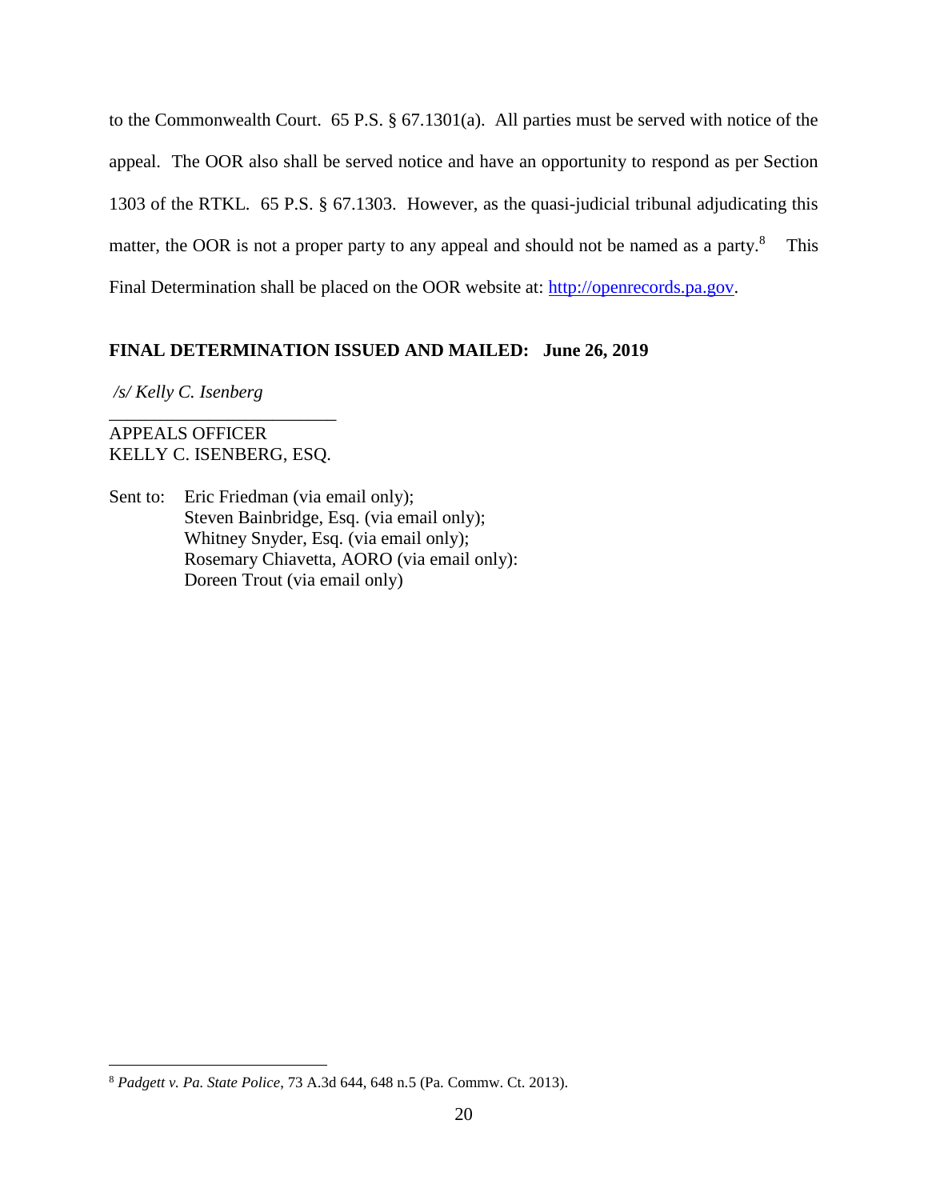to the Commonwealth Court. 65 P.S. § 67.1301(a). All parties must be served with notice of the appeal. The OOR also shall be served notice and have an opportunity to respond as per Section 1303 of the RTKL. 65 P.S. § 67.1303. However, as the quasi-judicial tribunal adjudicating this matter, the OOR is not a proper party to any appeal and should not be named as a party.[8] This Final Determination shall be placed on the OOR website at: http://openrecords.pa.gov.

**FINAL DETERMINATION ISSUED AND MAILED: June 26, 2019**

*/s/ Kelly C. Isenberg*

\_\_\_\_\_\_\_\_\_\_\_\_\_\_\_\_\_\_\_\_\_\_\_\_\_\_

APPEALS OFFICER
KELLY C. ISENBERG, ESQ.

Sent to: Eric Friedman (via email only);
Steven Bainbridge, Esq. (via email only);
Whitney Snyder, Esq. (via email only);
Rosemary Chiavetta, AORO (via email only):
Doreen Trout (via email only)

---

[8] *Padgett v. Pa. State Police*, 73 A.3d 644, 648 n.5 (Pa. Commw. Ct. 2013).